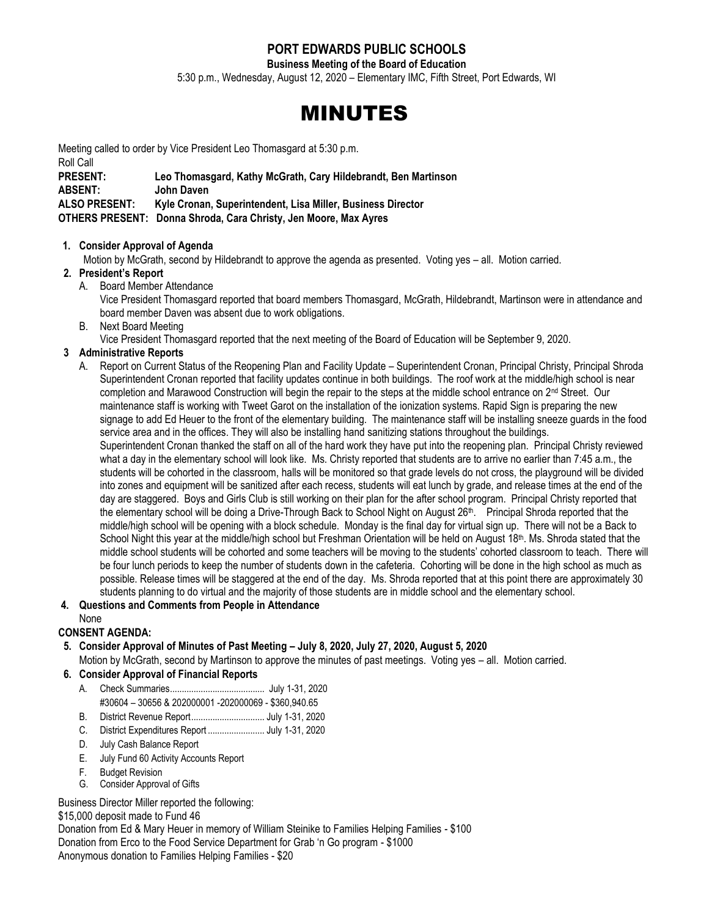# PORT EDWARDS PUBLIC SCHOOLS

**Business Meeting of the Board of Education**

5:30 p.m., Wednesday, August 12, 2020 – Elementary IMC, Fifth Street, Port Edwards, WI

# MINUTES

Meeting called to order by Vice President Leo Thomasgard at 5:30 p.m.

Roll Call

**PRESENT:** **Leo Thomasgard, Kathy McGrath, Cary Hildebrandt, Ben Martinson**
**ABSENT:** **John Daven**
**ALSO PRESENT:** **Kyle Cronan, Superintendent, Lisa Miller, Business Director**
**OTHERS PRESENT: Donna Shroda, Cara Christy, Jen Moore, Max Ayres**

**1. Consider Approval of Agenda**

Motion by McGrath, second by Hildebrandt to approve the agenda as presented. Voting yes – all. Motion carried.

**2. President's Report**

A. Board Member Attendance
Vice President Thomasgard reported that board members Thomasgard, McGrath, Hildebrandt, Martinson were in attendance and board member Daven was absent due to work obligations.

B. Next Board Meeting
Vice President Thomasgard reported that the next meeting of the Board of Education will be September 9, 2020.

**3 Administrative Reports**

A. Report on Current Status of the Reopening Plan and Facility Update – Superintendent Cronan, Principal Christy, Principal Shroda
Superintendent Cronan reported that facility updates continue in both buildings. The roof work at the middle/high school is near completion and Marawood Construction will begin the repair to the steps at the middle school entrance on 2nd Street. Our maintenance staff is working with Tweet Garot on the installation of the ionization systems. Rapid Sign is preparing the new signage to add Ed Heuer to the front of the elementary building. The maintenance staff will be installing sneeze guards in the food service area and in the offices. They will also be installing hand sanitizing stations throughout the buildings.
Superintendent Cronan thanked the staff on all of the hard work they have put into the reopening plan. Principal Christy reviewed what a day in the elementary school will look like. Ms. Christy reported that students are to arrive no earlier than 7:45 a.m., the students will be cohorted in the classroom, halls will be monitored so that grade levels do not cross, the playground will be divided into zones and equipment will be sanitized after each recess, students will eat lunch by grade, and release times at the end of the day are staggered. Boys and Girls Club is still working on their plan for the after school program. Principal Christy reported that the elementary school will be doing a Drive-Through Back to School Night on August 26th. Principal Shroda reported that the middle/high school will be opening with a block schedule. Monday is the final day for virtual sign up. There will not be a Back to School Night this year at the middle/high school but Freshman Orientation will be held on August 18th. Ms. Shroda stated that the middle school students will be cohorted and some teachers will be moving to the students' cohorted classroom to teach. There will be four lunch periods to keep the number of students down in the cafeteria. Cohorting will be done in the high school as much as possible. Release times will be staggered at the end of the day. Ms. Shroda reported that at this point there are approximately 30 students planning to do virtual and the majority of those students are in middle school and the elementary school.

**4. Questions and Comments from People in Attendance**

None

**CONSENT AGENDA:**

**5. Consider Approval of Minutes of Past Meeting – July 8, 2020, July 27, 2020, August 5, 2020**

Motion by McGrath, second by Martinson to approve the minutes of past meetings. Voting yes – all. Motion carried.

**6. Consider Approval of Financial Reports**

A. Check Summaries........................................ July 1-31, 2020
#30604 – 30656 & 202000001 -202000069 - $360,940.65
B. District Revenue Report............................... July 1-31, 2020
C. District Expenditures Report ........................ July 1-31, 2020
D. July Cash Balance Report
E. July Fund 60 Activity Accounts Report
F. Budget Revision
G. Consider Approval of Gifts

Business Director Miller reported the following:

$15,000 deposit made to Fund 46

Donation from Ed & Mary Heuer in memory of William Steinike to Families Helping Families - $100

Donation from Erco to the Food Service Department for Grab 'n Go program - $1000

Anonymous donation to Families Helping Families - $20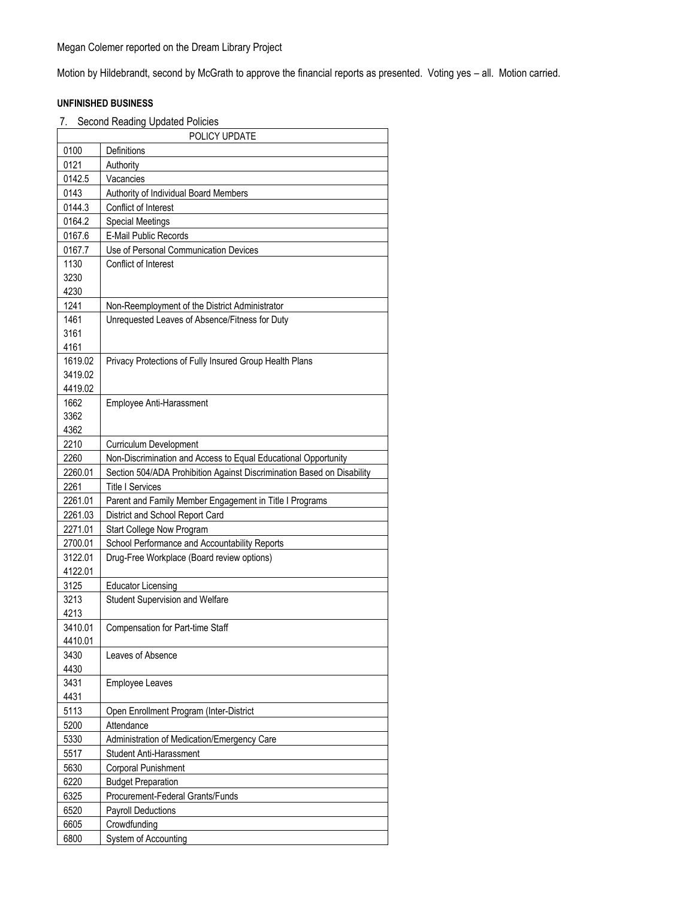Megan Colemer reported on the Dream Library Project

Motion by Hildebrandt, second by McGrath to approve the financial reports as presented. Voting yes – all. Motion carried.

**UNFINISHED BUSINESS**

7. Second Reading Updated Policies

| POLICY UPDATE | |
|---|---|
| 0100 | Definitions |
| 0121 | Authority |
| 0142.5 | Vacancies |
| 0143 | Authority of Individual Board Members |
| 0144.3 | Conflict of Interest |
| 0164.2 | Special Meetings |
| 0167.6 | E-Mail Public Records |
| 0167.7 | Use of Personal Communication Devices |
| 1130<br>3230<br>4230 | Conflict of Interest |
| 1241 | Non-Reemployment of the District Administrator |
| 1461<br>3161<br>4161 | Unrequested Leaves of Absence/Fitness for Duty |
| 1619.02<br>3419.02<br>4419.02 | Privacy Protections of Fully Insured Group Health Plans |
| 1662<br>3362<br>4362 | Employee Anti-Harassment |
| 2210 | Curriculum Development |
| 2260 | Non-Discrimination and Access to Equal Educational Opportunity |
| 2260.01 | Section 504/ADA Prohibition Against Discrimination Based on Disability |
| 2261 | Title I Services |
| 2261.01 | Parent and Family Member Engagement in Title I Programs |
| 2261.03 | District and School Report Card |
| 2271.01 | Start College Now Program |
| 2700.01 | School Performance and Accountability Reports |
| 3122.01<br>4122.01 | Drug-Free Workplace (Board review options) |
| 3125 | Educator Licensing |
| 3213<br>4213 | Student Supervision and Welfare |
| 3410.01<br>4410.01 | Compensation for Part-time Staff |
| 3430<br>4430 | Leaves of Absence |
| 3431<br>4431 | Employee Leaves |
| 5113 | Open Enrollment Program (Inter-District |
| 5200 | Attendance |
| 5330 | Administration of Medication/Emergency Care |
| 5517 | Student Anti-Harassment |
| 5630 | Corporal Punishment |
| 6220 | Budget Preparation |
| 6325 | Procurement-Federal Grants/Funds |
| 6520 | Payroll Deductions |
| 6605 | Crowdfunding |
| 6800 | System of Accounting |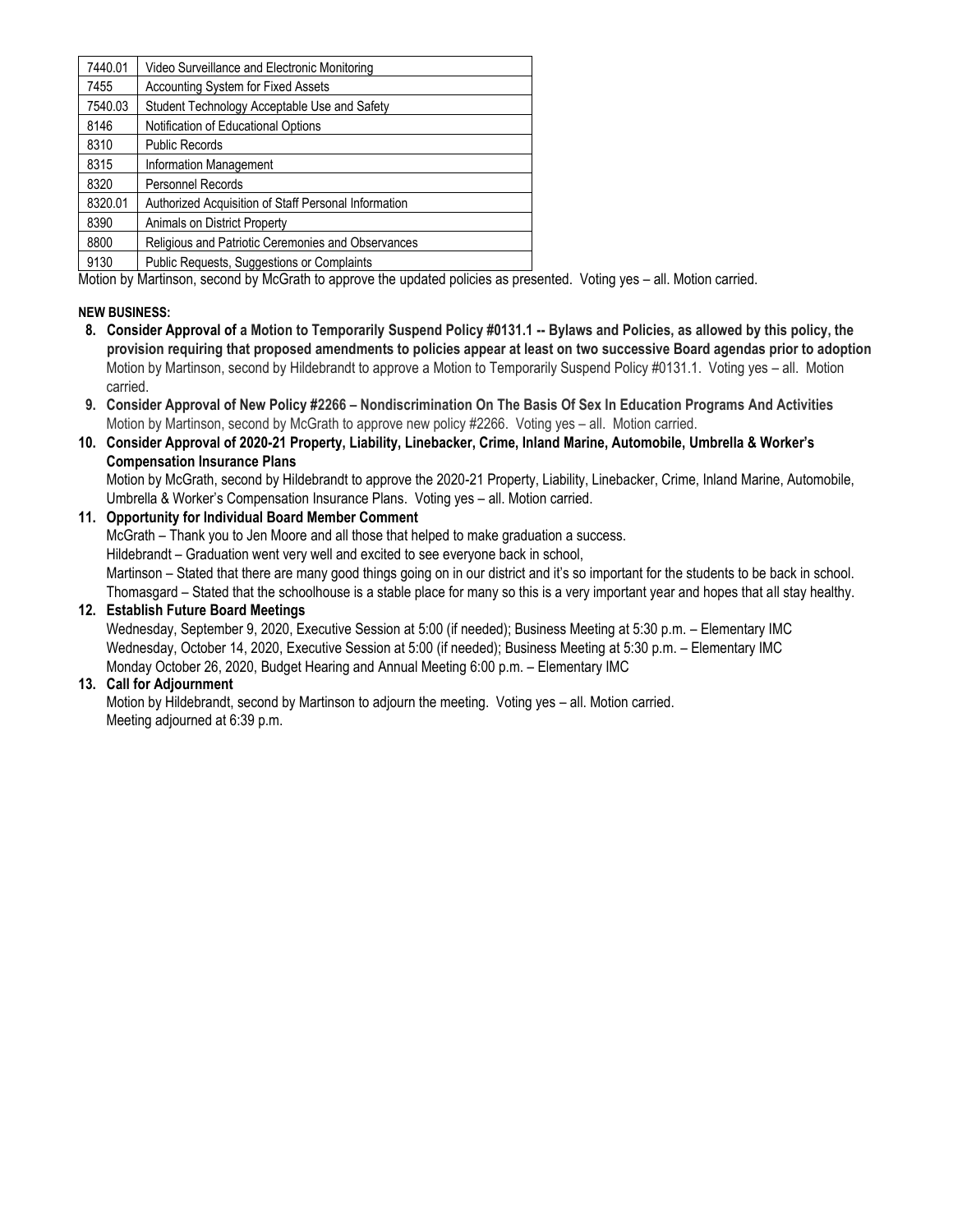| | |
|---|---|
| 7440.01 | Video Surveillance and Electronic Monitoring |
| 7455 | Accounting System for Fixed Assets |
| 7540.03 | Student Technology Acceptable Use and Safety |
| 8146 | Notification of Educational Options |
| 8310 | Public Records |
| 8315 | Information Management |
| 8320 | Personnel Records |
| 8320.01 | Authorized Acquisition of Staff Personal Information |
| 8390 | Animals on District Property |
| 8800 | Religious and Patriotic Ceremonies and Observances |
| 9130 | Public Requests, Suggestions or Complaints |

Motion by Martinson, second by McGrath to approve the updated policies as presented. Voting yes – all. Motion carried.

**NEW BUSINESS:**

8. **Consider Approval of a Motion to Temporarily Suspend Policy #0131.1 -- Bylaws and Policies, as allowed by this policy, the provision requiring that proposed amendments to policies appear at least on two successive Board agendas prior to adoption**
   Motion by Martinson, second by Hildebrandt to approve a Motion to Temporarily Suspend Policy #0131.1. Voting yes – all. Motion carried.
9. **Consider Approval of New Policy #2266 – Nondiscrimination On The Basis Of Sex In Education Programs And Activities**
   Motion by Martinson, second by McGrath to approve new policy #2266. Voting yes – all. Motion carried.
10. **Consider Approval of 2020-21 Property, Liability, Linebacker, Crime, Inland Marine, Automobile, Umbrella & Worker's Compensation Insurance Plans**
    Motion by McGrath, second by Hildebrandt to approve the 2020-21 Property, Liability, Linebacker, Crime, Inland Marine, Automobile, Umbrella & Worker's Compensation Insurance Plans. Voting yes – all. Motion carried.
11. **Opportunity for Individual Board Member Comment**
    McGrath – Thank you to Jen Moore and all those that helped to make graduation a success.
    Hildebrandt – Graduation went very well and excited to see everyone back in school,
    Martinson – Stated that there are many good things going on in our district and it's so important for the students to be back in school.
    Thomasgard – Stated that the schoolhouse is a stable place for many so this is a very important year and hopes that all stay healthy.
12. **Establish Future Board Meetings**
    Wednesday, September 9, 2020, Executive Session at 5:00 (if needed); Business Meeting at 5:30 p.m. – Elementary IMC
    Wednesday, October 14, 2020, Executive Session at 5:00 (if needed); Business Meeting at 5:30 p.m. – Elementary IMC
    Monday October 26, 2020, Budget Hearing and Annual Meeting 6:00 p.m. – Elementary IMC
13. **Call for Adjournment**
    Motion by Hildebrandt, second by Martinson to adjourn the meeting. Voting yes – all. Motion carried.
    Meeting adjourned at 6:39 p.m.